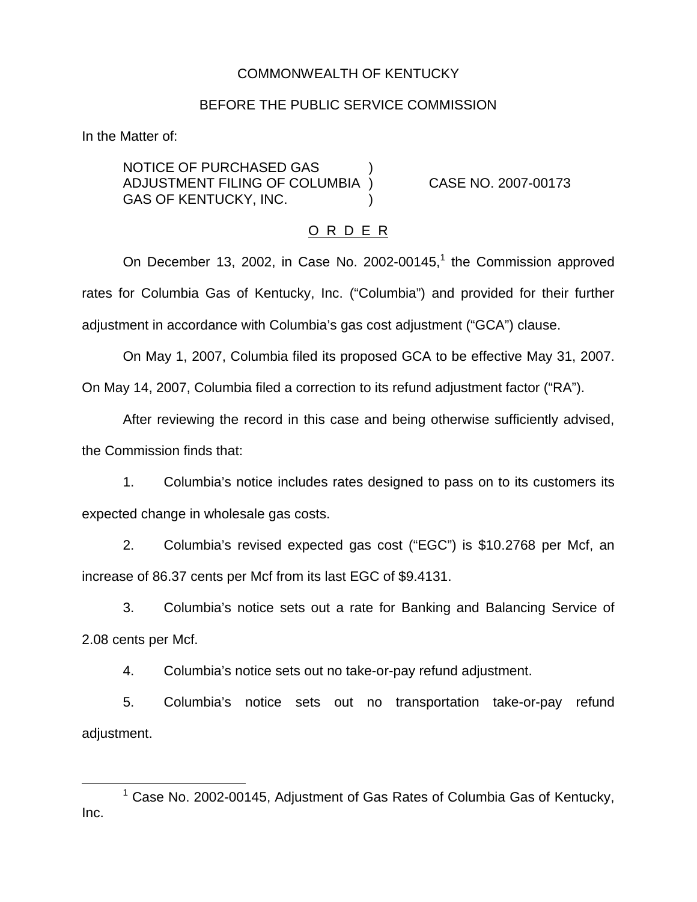COMMONWEALTH OF KENTUCKY

BEFORE THE PUBLIC SERVICE COMMISSION

In the Matter of:

NOTICE OF PURCHASED GAS ADJUSTMENT FILING OF COLUMBIA GAS OF KENTUCKY, INC. ) CASE NO. 2007-00173

O R D E R

On December 13, 2002, in Case No. 2002-00145,[1] the Commission approved rates for Columbia Gas of Kentucky, Inc. ("Columbia") and provided for their further adjustment in accordance with Columbia's gas cost adjustment ("GCA") clause.

On May 1, 2007, Columbia filed its proposed GCA to be effective May 31, 2007. On May 14, 2007, Columbia filed a correction to its refund adjustment factor ("RA").

After reviewing the record in this case and being otherwise sufficiently advised, the Commission finds that:

1. Columbia's notice includes rates designed to pass on to its customers its expected change in wholesale gas costs.

2. Columbia's revised expected gas cost ("EGC") is $10.2768 per Mcf, an increase of 86.37 cents per Mcf from its last EGC of $9.4131.

3. Columbia's notice sets out a rate for Banking and Balancing Service of 2.08 cents per Mcf.

4. Columbia's notice sets out no take-or-pay refund adjustment.

5. Columbia's notice sets out no transportation take-or-pay refund adjustment.

[1] Case No. 2002-00145, Adjustment of Gas Rates of Columbia Gas of Kentucky, Inc.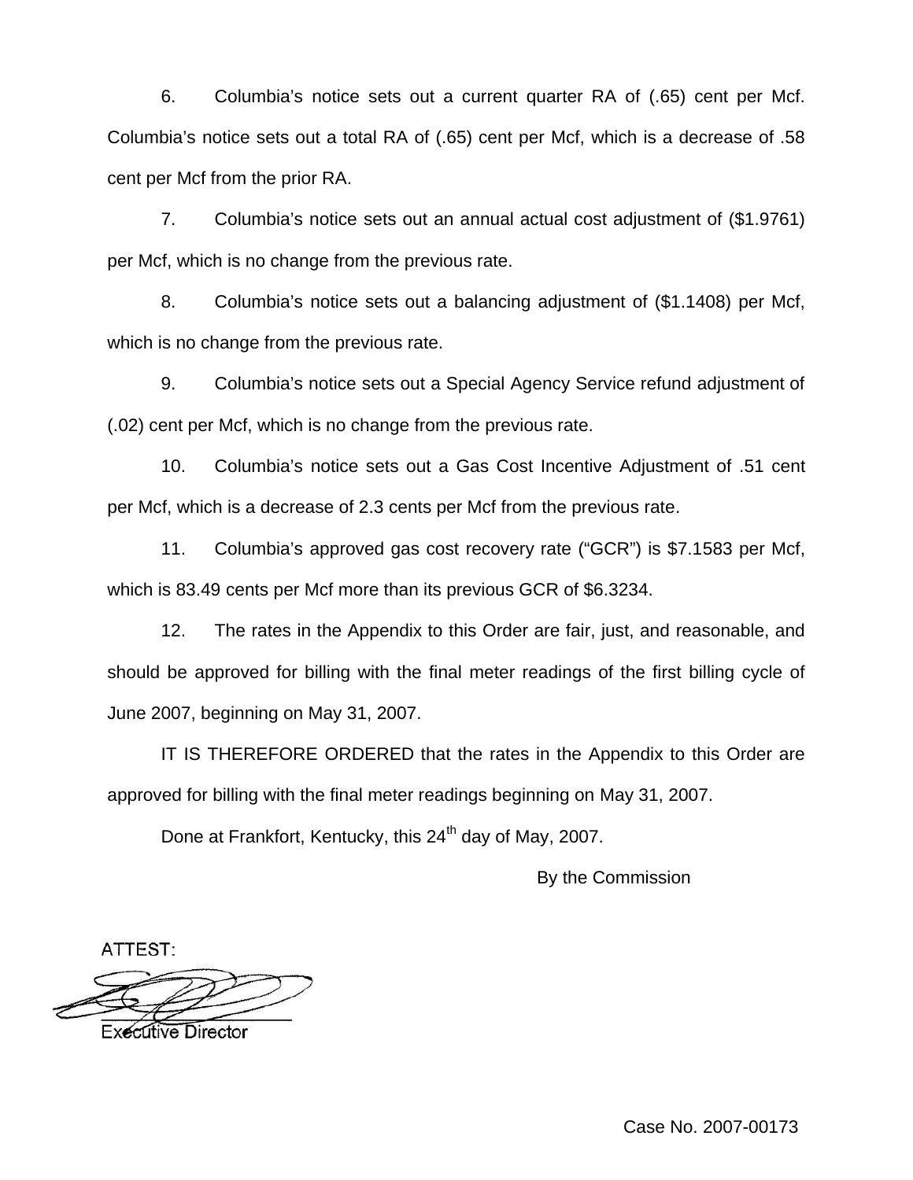6. Columbia's notice sets out a current quarter RA of (.65) cent per Mcf. Columbia's notice sets out a total RA of (.65) cent per Mcf, which is a decrease of .58 cent per Mcf from the prior RA.

7. Columbia's notice sets out an annual actual cost adjustment of ($1.9761) per Mcf, which is no change from the previous rate.

8. Columbia's notice sets out a balancing adjustment of ($1.1408) per Mcf, which is no change from the previous rate.

9. Columbia's notice sets out a Special Agency Service refund adjustment of (.02) cent per Mcf, which is no change from the previous rate.

10. Columbia's notice sets out a Gas Cost Incentive Adjustment of .51 cent per Mcf, which is a decrease of 2.3 cents per Mcf from the previous rate.

11. Columbia's approved gas cost recovery rate ("GCR") is $7.1583 per Mcf, which is 83.49 cents per Mcf more than its previous GCR of $6.3234.

12. The rates in the Appendix to this Order are fair, just, and reasonable, and should be approved for billing with the final meter readings of the first billing cycle of June 2007, beginning on May 31, 2007.

IT IS THEREFORE ORDERED that the rates in the Appendix to this Order are approved for billing with the final meter readings beginning on May 31, 2007.

Done at Frankfort, Kentucky, this 24th day of May, 2007.

By the Commission

ATTEST:

Executive Director

Case No. 2007-00173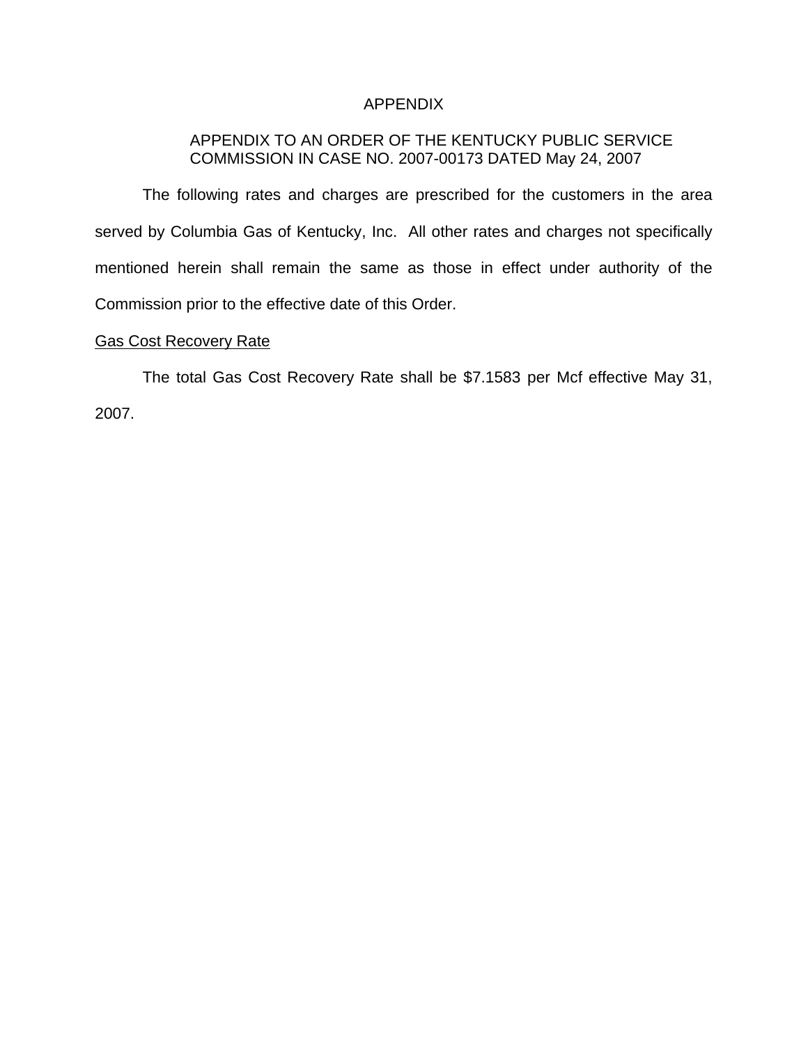# APPENDIX

APPENDIX TO AN ORDER OF THE KENTUCKY PUBLIC SERVICE COMMISSION IN CASE NO. 2007-00173 DATED May 24, 2007

The following rates and charges are prescribed for the customers in the area served by Columbia Gas of Kentucky, Inc. All other rates and charges not specifically mentioned herein shall remain the same as those in effect under authority of the Commission prior to the effective date of this Order.

Gas Cost Recovery Rate

The total Gas Cost Recovery Rate shall be $7.1583 per Mcf effective May 31, 2007.